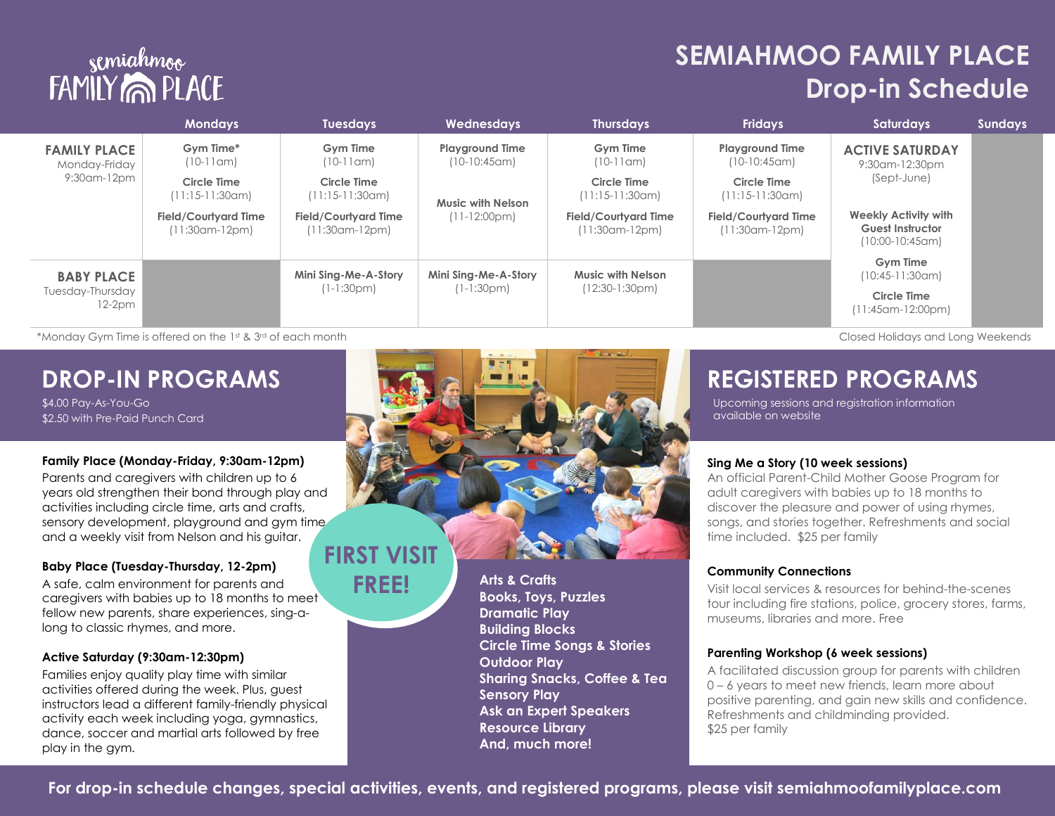# SEMIAHMOO FAMILY PLACE
## Drop-in Schedule

| | Mondays | Tuesdays | Wednesdays | Thursdays | Fridays | Saturdays | Sundays |
|---|---|---|---|---|---|---|---|
| **FAMILY PLACE** Monday-Friday 9:30am-12pm | **Gym Time*** (10-11am) **Circle Time** (11:15-11:30am) **Field/Courtyard Time** (11:30am-12pm) | **Gym Time** (10-11am) **Circle Time** (11:15-11:30am) **Field/Courtyard Time** (11:30am-12pm) | **Playground Time** (10-10:45am) **Music with Nelson** (11-12:00pm) | **Gym Time** (10-11am) **Circle Time** (11:15-11:30am) **Field/Courtyard Time** (11:30am-12pm) | **Playground Time** (10-10:45am) **Circle Time** (11:15-11:30am) **Field/Courtyard Time** (11:30am-12pm) | **ACTIVE SATURDAY** 9:30am-12:30pm (Sept-June) **Weekly Activity with Guest Instructor** (10:00-10:45am) **Gym Time** (10:45-11:30am) **Circle Time** (11:45am-12:00pm) | |
| **BABY PLACE** Tuesday-Thursday 12-2pm | | **Mini Sing-Me-A-Story** (1-1:30pm) | **Mini Sing-Me-A-Story** (1-1:30pm) | **Music with Nelson** (12:30-1:30pm) | | | |

*Monday Gym Time is offered on the 1st & 3rd of each month

Closed Holidays and Long Weekends

## DROP-IN PROGRAMS

$4.00 Pay-As-You-Go
$2.50 with Pre-Paid Punch Card

**Family Place (Monday-Friday, 9:30am-12pm)**
Parents and caregivers with children up to 6 years old strengthen their bond through play and activities including circle time, arts and crafts, sensory development, playground and gym time and a weekly visit from Nelson and his guitar.

**Baby Place (Tuesday-Thursday, 12-2pm)**
A safe, calm environment for parents and caregivers with babies up to 18 months to meet fellow new parents, share experiences, sing-a-long to classic rhymes, and more.

**Active Saturday (9:30am-12:30pm)**
Families enjoy quality play time with similar activities offered during the week. Plus, guest instructors lead a different family-friendly physical activity each week including yoga, gymnastics, dance, soccer and martial arts followed by free play in the gym.

**FIRST VISIT FREE!**

- Arts & Crafts
- Books, Toys, Puzzles
- Dramatic Play
- Building Blocks
- Circle Time Songs & Stories
- Outdoor Play
- Sharing Snacks, Coffee & Tea
- Sensory Play
- Ask an Expert Speakers
- Resource Library
- And, much more!

## REGISTERED PROGRAMS

Upcoming sessions and registration information available on website

**Sing Me a Story (10 week sessions)**
An official Parent-Child Mother Goose Program for adult caregivers with babies up to 18 months to discover the pleasure and power of using rhymes, songs, and stories together. Refreshments and social time included. $25 per family

**Community Connections**
Visit local services & resources for behind-the-scenes tour including fire stations, police, grocery stores, farms, museums, libraries and more. Free

**Parenting Workshop (6 week sessions)**
A facilitated discussion group for parents with children 0 – 6 years to meet new friends, learn more about positive parenting, and gain new skills and confidence. Refreshments and childminding provided. $25 per family

**For drop-in schedule changes, special activities, events, and registered programs, please visit semiahmoofamilyplace.com**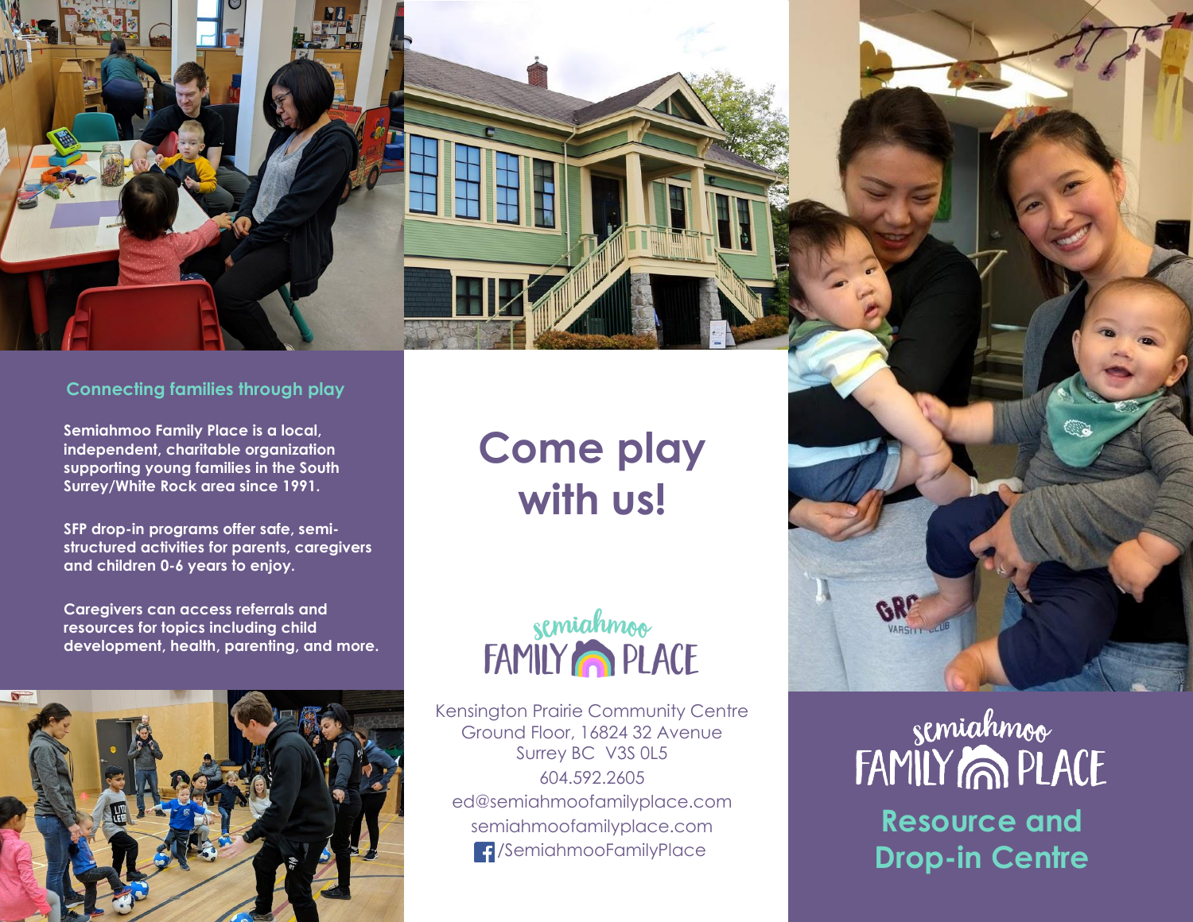## Connecting families through play

**Semiahmoo Family Place is a local, independent, charitable organization supporting young families in the South Surrey/White Rock area since 1991.**

**SFP drop-in programs offer safe, semi-structured activities for parents, caregivers and children 0-6 years to enjoy.**

**Caregivers can access referrals and resources for topics including child development, health, parenting, and more.**

# Come play with us!

semiahmoo FAMILY PLACE

Kensington Prairie Community Centre
Ground Floor, 16824 32 Avenue
Surrey BC V3S 0L5
604.592.2605
ed@semiahmoofamilyplace.com
semiahmoofamilyplace.com
/SemiahmooFamilyPlace

semiahmoo FAMILY PLACE

## Resource and Drop-in Centre